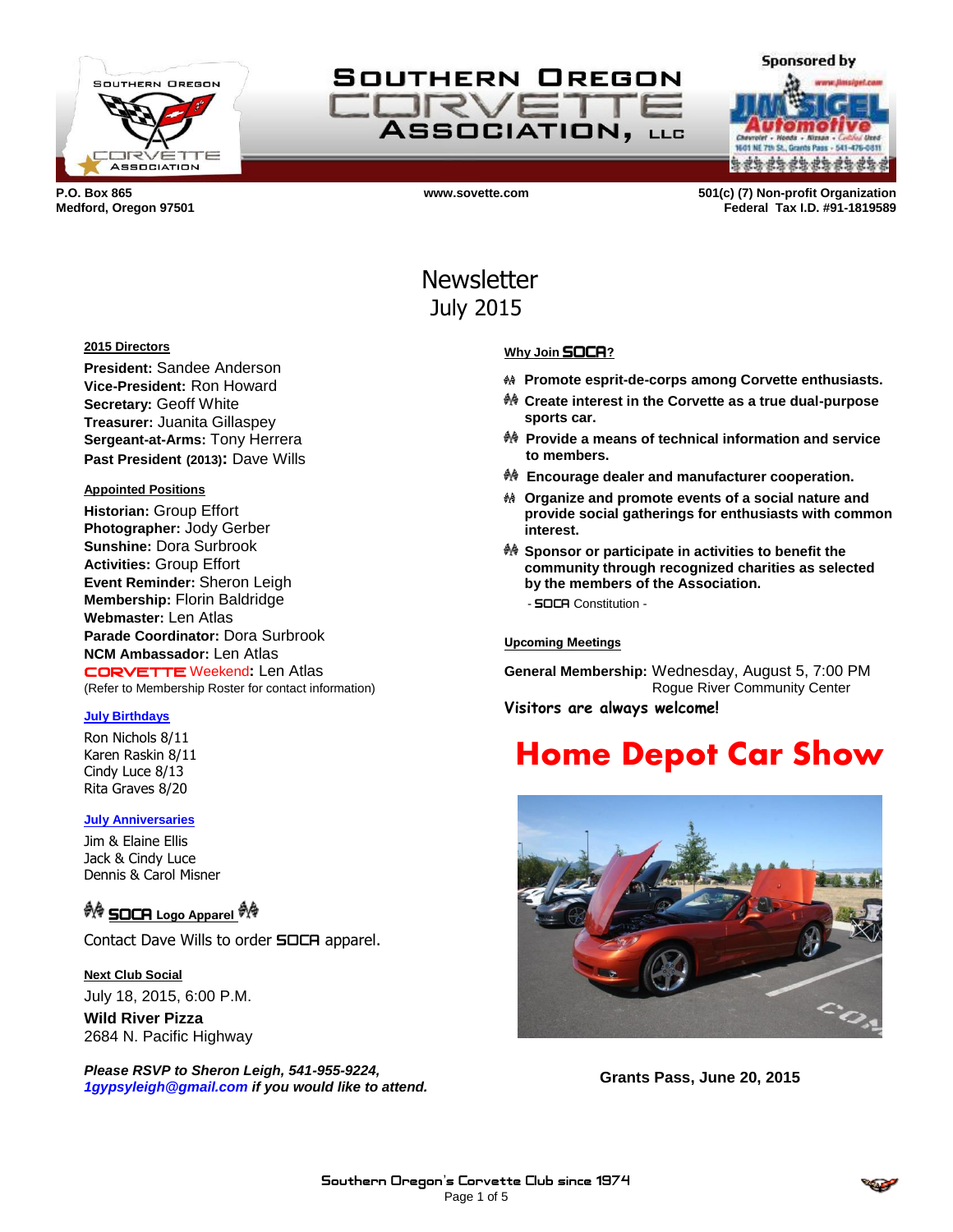# Southern Oregon Corvette Association, LLC

Sponsored by Jim Sigel Automotive

P.O. Box 865
Medford, Oregon 97501

www.sovette.com

501(c) (7) Non-profit Organization
Federal Tax I.D. #91-1819589

## Newsletter
## July 2015

**2015 Directors**

**President:** Sandee Anderson
**Vice-President:** Ron Howard
**Secretary:** Geoff White
**Treasurer:** Juanita Gillaspey
**Sergeant-at-Arms:** Tony Herrera
**Past President (2013):** Dave Wills

**Appointed Positions**

**Historian:** Group Effort
**Photographer:** Jody Gerber
**Sunshine:** Dora Surbrook
**Activities:** Group Effort
**Event Reminder:** Sheron Leigh
**Membership:** Florin Baldridge
**Webmaster:** Len Atlas
**Parade Coordinator:** Dora Surbrook
**NCM Ambassador:** Len Atlas
**CORVETTE Weekend:** Len Atlas
(Refer to Membership Roster for contact information)

**July Birthdays**

Ron Nichols 8/11
Karen Raskin 8/11
Cindy Luce 8/13
Rita Graves 8/20

**July Anniversaries**

Jim & Elaine Ellis
Jack & Cindy Luce
Dennis & Carol Misner

**SOCA Logo Apparel**

Contact Dave Wills to order SOCA apparel.

**Next Club Social**

July 18, 2015, 6:00 P.M.
**Wild River Pizza**
2684 N. Pacific Highway

***Please RSVP to Sheron Leigh, 541-955-9224, 1gypsyleigh@gmail.com if you would like to attend.***

**Why Join SOCA?**

- **Promote esprit-de-corps among Corvette enthusiasts.**
- **Create interest in the Corvette as a true dual-purpose sports car.**
- **Provide a means of technical information and service to members.**
- **Encourage dealer and manufacturer cooperation.**
- **Organize and promote events of a social nature and provide social gatherings for enthusiasts with common interest.**
- **Sponsor or participate in activities to benefit the community through recognized charities as selected by the members of the Association.**

- SOCA Constitution -

**Upcoming Meetings**

**General Membership:** Wednesday, August 5, 7:00 PM
Rogue River Community Center

**Visitors are always welcome!**

## Home Depot Car Show

**Grants Pass, June 20, 2015**

Southern Oregon's Corvette Club since 1974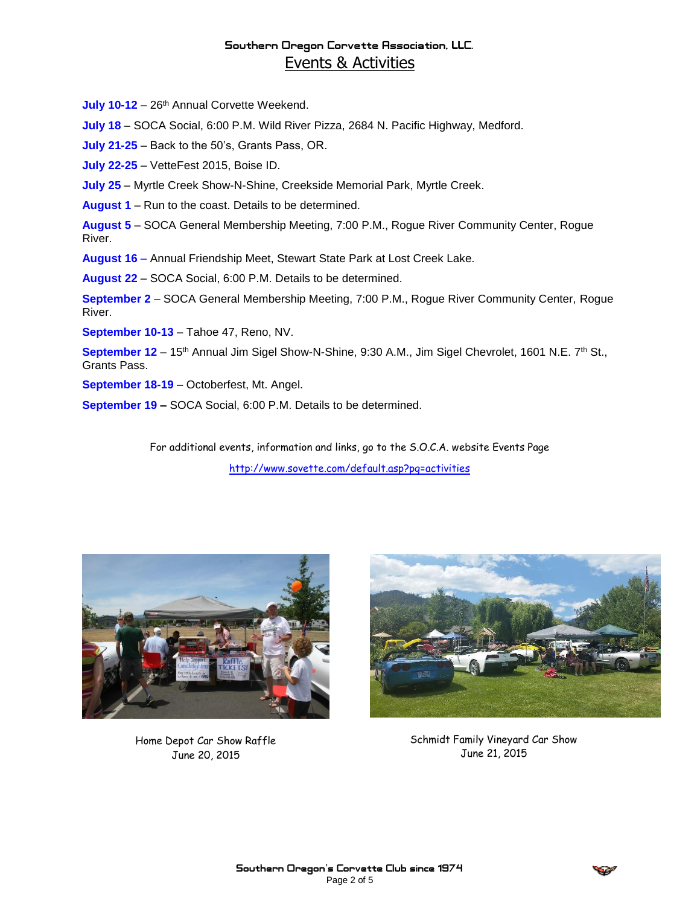## Southern Oregon Corvette Association, LLC.

# Events & Activities

**July 10-12** – 26th Annual Corvette Weekend.

**July 18** – SOCA Social, 6:00 P.M. Wild River Pizza, 2684 N. Pacific Highway, Medford.

**July 21-25** – Back to the 50's, Grants Pass, OR.

**July 22-25** – VetteFest 2015, Boise ID.

**July 25** – Myrtle Creek Show-N-Shine, Creekside Memorial Park, Myrtle Creek.

**August 1** – Run to the coast. Details to be determined.

**August 5** – SOCA General Membership Meeting, 7:00 P.M., Rogue River Community Center, Rogue River.

**August 16** – Annual Friendship Meet, Stewart State Park at Lost Creek Lake.

**August 22** – SOCA Social, 6:00 P.M. Details to be determined.

**September 2** – SOCA General Membership Meeting, 7:00 P.M., Rogue River Community Center, Rogue River.

**September 10-13** – Tahoe 47, Reno, NV.

**September 12** – 15th Annual Jim Sigel Show-N-Shine, 9:30 A.M., Jim Sigel Chevrolet, 1601 N.E. 7th St., Grants Pass.

**September 18-19** – Octoberfest, Mt. Angel.

**September 19** – SOCA Social, 6:00 P.M. Details to be determined.

For additional events, information and links, go to the S.O.C.A. website Events Page

http://www.sovette.com/default.asp?pg=activities

Home Depot Car Show Raffle
June 20, 2015

Schmidt Family Vineyard Car Show
June 21, 2015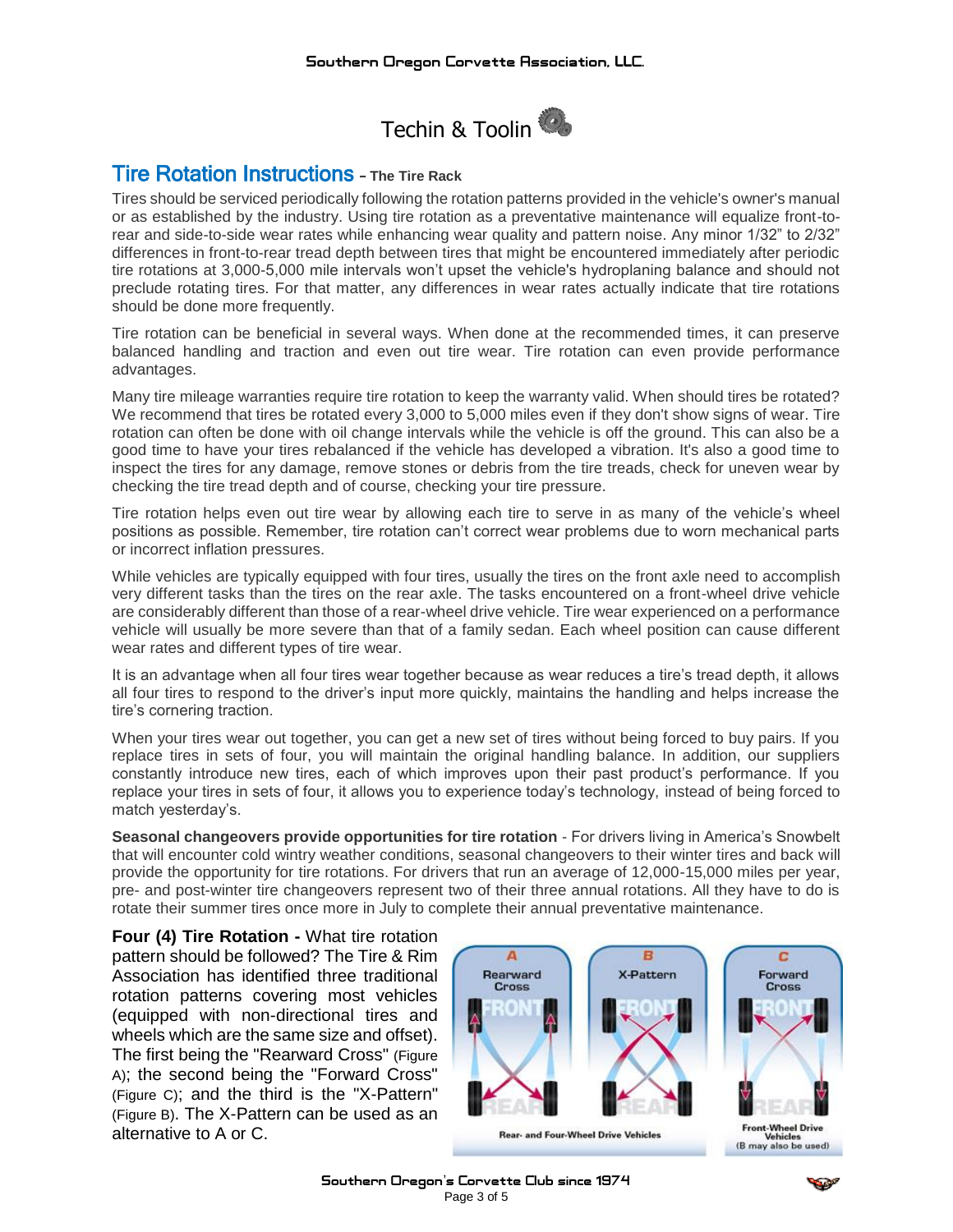# Techin & Toolin

## Tire Rotation Instructions – The Tire Rack

Tires should be serviced periodically following the rotation patterns provided in the vehicle's owner's manual or as established by the industry. Using tire rotation as a preventative maintenance will equalize front-to-rear and side-to-side wear rates while enhancing wear quality and pattern noise. Any minor 1/32" to 2/32" differences in front-to-rear tread depth between tires that might be encountered immediately after periodic tire rotations at 3,000-5,000 mile intervals won't upset the vehicle's hydroplaning balance and should not preclude rotating tires. For that matter, any differences in wear rates actually indicate that tire rotations should be done more frequently.

Tire rotation can be beneficial in several ways. When done at the recommended times, it can preserve balanced handling and traction and even out tire wear. Tire rotation can even provide performance advantages.

Many tire mileage warranties require tire rotation to keep the warranty valid. When should tires be rotated? We recommend that tires be rotated every 3,000 to 5,000 miles even if they don't show signs of wear. Tire rotation can often be done with oil change intervals while the vehicle is off the ground. This can also be a good time to have your tires rebalanced if the vehicle has developed a vibration. It's also a good time to inspect the tires for any damage, remove stones or debris from the tire treads, check for uneven wear by checking the tire tread depth and of course, checking your tire pressure.

Tire rotation helps even out tire wear by allowing each tire to serve in as many of the vehicle's wheel positions as possible. Remember, tire rotation can't correct wear problems due to worn mechanical parts or incorrect inflation pressures.

While vehicles are typically equipped with four tires, usually the tires on the front axle need to accomplish very different tasks than the tires on the rear axle. The tasks encountered on a front-wheel drive vehicle are considerably different than those of a rear-wheel drive vehicle. Tire wear experienced on a performance vehicle will usually be more severe than that of a family sedan. Each wheel position can cause different wear rates and different types of tire wear.

It is an advantage when all four tires wear together because as wear reduces a tire's tread depth, it allows all four tires to respond to the driver's input more quickly, maintains the handling and helps increase the tire's cornering traction.

When your tires wear out together, you can get a new set of tires without being forced to buy pairs. If you replace tires in sets of four, you will maintain the original handling balance. In addition, our suppliers constantly introduce new tires, each of which improves upon their past product's performance. If you replace your tires in sets of four, it allows you to experience today's technology, instead of being forced to match yesterday's.

**Seasonal changeovers provide opportunities for tire rotation** - For drivers living in America's Snowbelt that will encounter cold wintry weather conditions, seasonal changeovers to their winter tires and back will provide the opportunity for tire rotations. For drivers that run an average of 12,000-15,000 miles per year, pre- and post-winter tire changeovers represent two of their three annual rotations. All they have to do is rotate their summer tires once more in July to complete their annual preventative maintenance.

**Four (4) Tire Rotation -** What tire rotation pattern should be followed? The Tire & Rim Association has identified three traditional rotation patterns covering most vehicles (equipped with non-directional tires and wheels which are the same size and offset). The first being the "Rearward Cross" (Figure A); the second being the "Forward Cross" (Figure C); and the third is the "X-Pattern" (Figure B). The X-Pattern can be used as an alternative to A or C.

A: Rearward Cross — B: X-Pattern — Rear- and Four-Wheel Drive Vehicles

C: Forward Cross — Front-Wheel Drive Vehicles (B may also be used)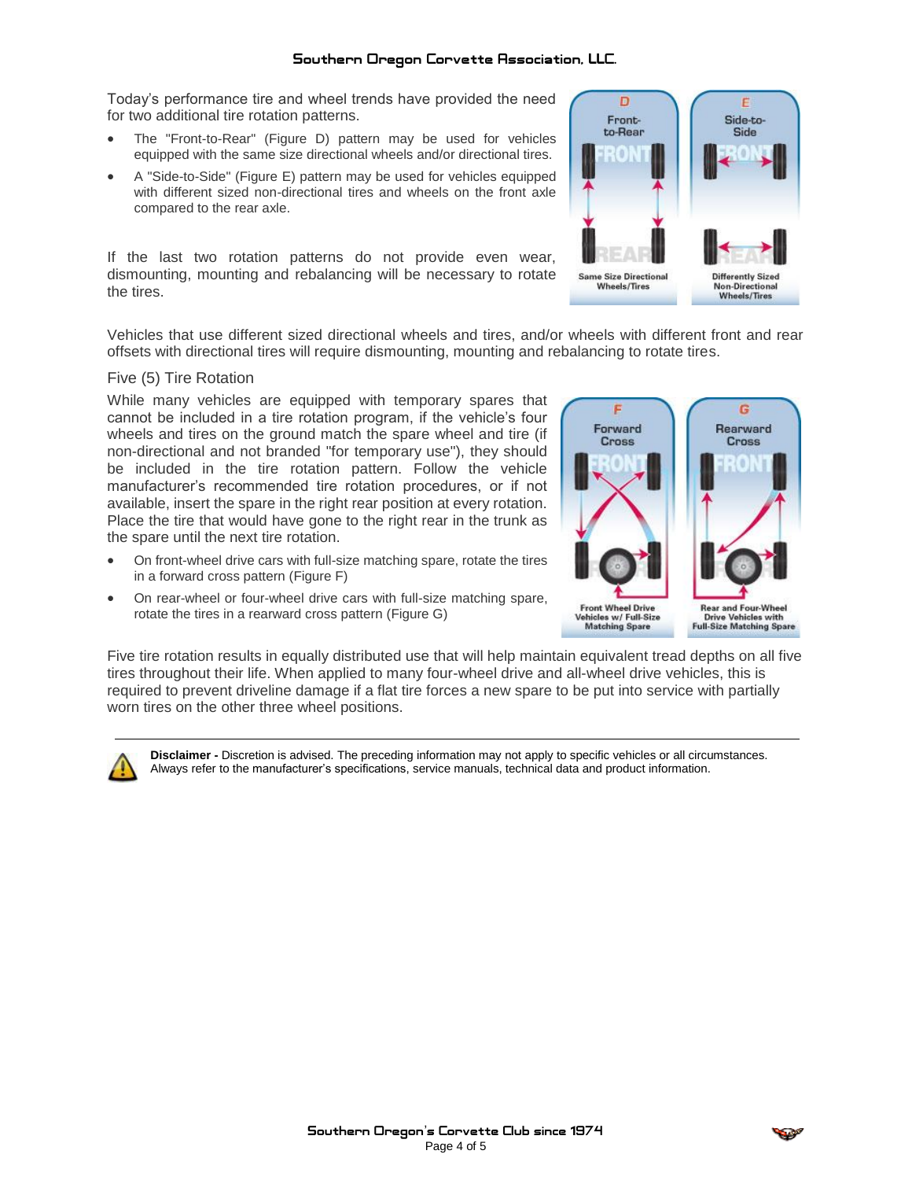Today's performance tire and wheel trends have provided the need for two additional tire rotation patterns.

- The "Front-to-Rear" (Figure D) pattern may be used for vehicles equipped with the same size directional wheels and/or directional tires.
- A "Side-to-Side" (Figure E) pattern may be used for vehicles equipped with different sized non-directional tires and wheels on the front axle compared to the rear axle.

If the last two rotation patterns do not provide even wear, dismounting, mounting and rebalancing will be necessary to rotate the tires.

D
Front-to-Rear
FRONT
REAR
Same Size Directional Wheels/Tires

E
Side-to-Side
FRONT
REAR
Differently Sized Non-Directional Wheels/Tires

Vehicles that use different sized directional wheels and tires, and/or wheels with different front and rear offsets with directional tires will require dismounting, mounting and rebalancing to rotate tires.

## Five (5) Tire Rotation

While many vehicles are equipped with temporary spares that cannot be included in a tire rotation program, if the vehicle's four wheels and tires on the ground match the spare wheel and tire (if non-directional and not branded "for temporary use"), they should be included in the tire rotation pattern. Follow the vehicle manufacturer's recommended tire rotation procedures, or if not available, insert the spare in the right rear position at every rotation. Place the tire that would have gone to the right rear in the trunk as the spare until the next tire rotation.

- On front-wheel drive cars with full-size matching spare, rotate the tires in a forward cross pattern (Figure F)
- On rear-wheel or four-wheel drive cars with full-size matching spare, rotate the tires in a rearward cross pattern (Figure G)

F
Forward Cross
FRONT
Front Wheel Drive Vehicles w/ Full-Size Matching Spare

G
Rearward Cross
FRONT
Rear and Four-Wheel Drive Vehicles with Full-Size Matching Spare

Five tire rotation results in equally distributed use that will help maintain equivalent tread depths on all five tires throughout their life. When applied to many four-wheel drive and all-wheel drive vehicles, this is required to prevent driveline damage if a flat tire forces a new spare to be put into service with partially worn tires on the other three wheel positions.

---

**Disclaimer -** Discretion is advised. The preceding information may not apply to specific vehicles or all circumstances. Always refer to the manufacturer's specifications, service manuals, technical data and product information.